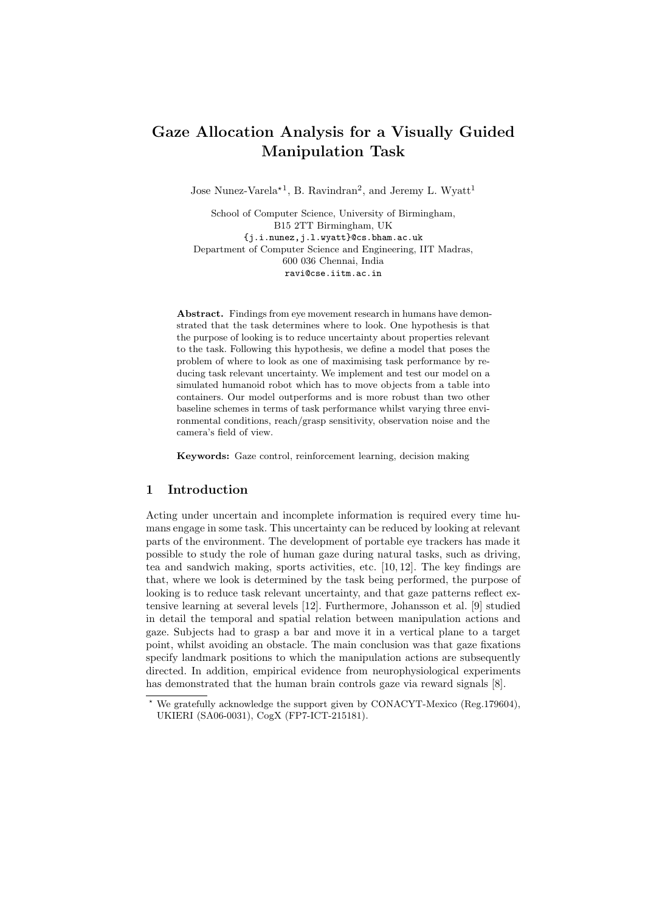# Gaze Allocation Analysis for a Visually Guided Manipulation Task

Jose Nunez-Varela*[1], B. Ravindran[2], and Jeremy L. Wyatt[1]

School of Computer Science, University of Birmingham,
B15 2TT Birmingham, UK
{j.i.nunez,j.l.wyatt}@cs.bham.ac.uk
Department of Computer Science and Engineering, IIT Madras,
600 036 Chennai, India
ravi@cse.iitm.ac.in

**Abstract.** Findings from eye movement research in humans have demonstrated that the task determines where to look. One hypothesis is that the purpose of looking is to reduce uncertainty about properties relevant to the task. Following this hypothesis, we define a model that poses the problem of where to look as one of maximising task performance by reducing task relevant uncertainty. We implement and test our model on a simulated humanoid robot which has to move objects from a table into containers. Our model outperforms and is more robust than two other baseline schemes in terms of task performance whilst varying three environmental conditions, reach/grasp sensitivity, observation noise and the camera's field of view.

**Keywords:** Gaze control, reinforcement learning, decision making

## 1 Introduction

Acting under uncertain and incomplete information is required every time humans engage in some task. This uncertainty can be reduced by looking at relevant parts of the environment. The development of portable eye trackers has made it possible to study the role of human gaze during natural tasks, such as driving, tea and sandwich making, sports activities, etc. [10, 12]. The key findings are that, where we look is determined by the task being performed, the purpose of looking is to reduce task relevant uncertainty, and that gaze patterns reflect extensive learning at several levels [12]. Furthermore, Johansson et al. [9] studied in detail the temporal and spatial relation between manipulation actions and gaze. Subjects had to grasp a bar and move it in a vertical plane to a target point, whilst avoiding an obstacle. The main conclusion was that gaze fixations specify landmark positions to which the manipulation actions are subsequently directed. In addition, empirical evidence from neurophysiological experiments has demonstrated that the human brain controls gaze via reward signals [8].

* We gratefully acknowledge the support given by CONACYT-Mexico (Reg.179604), UKIERI (SA06-0031), CogX (FP7-ICT-215181).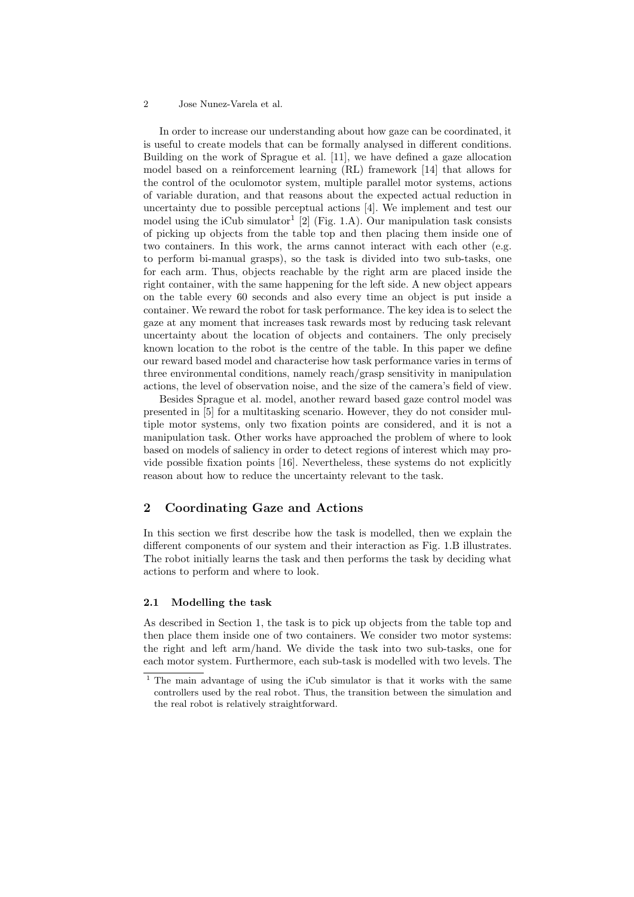In order to increase our understanding about how gaze can be coordinated, it is useful to create models that can be formally analysed in different conditions. Building on the work of Sprague et al. [11], we have defined a gaze allocation model based on a reinforcement learning (RL) framework [14] that allows for the control of the oculomotor system, multiple parallel motor systems, actions of variable duration, and that reasons about the expected actual reduction in uncertainty due to possible perceptual actions [4]. We implement and test our model using the iCub simulator[1] [2] (Fig. 1.A). Our manipulation task consists of picking up objects from the table top and then placing them inside one of two containers. In this work, the arms cannot interact with each other (e.g. to perform bi-manual grasps), so the task is divided into two sub-tasks, one for each arm. Thus, objects reachable by the right arm are placed inside the right container, with the same happening for the left side. A new object appears on the table every 60 seconds and also every time an object is put inside a container. We reward the robot for task performance. The key idea is to select the gaze at any moment that increases task rewards most by reducing task relevant uncertainty about the location of objects and containers. The only precisely known location to the robot is the centre of the table. In this paper we define our reward based model and characterise how task performance varies in terms of three environmental conditions, namely reach/grasp sensitivity in manipulation actions, the level of observation noise, and the size of the camera's field of view.

Besides Sprague et al. model, another reward based gaze control model was presented in [5] for a multitasking scenario. However, they do not consider multiple motor systems, only two fixation points are considered, and it is not a manipulation task. Other works have approached the problem of where to look based on models of saliency in order to detect regions of interest which may provide possible fixation points [16]. Nevertheless, these systems do not explicitly reason about how to reduce the uncertainty relevant to the task.

## 2 Coordinating Gaze and Actions

In this section we first describe how the task is modelled, then we explain the different components of our system and their interaction as Fig. 1.B illustrates. The robot initially learns the task and then performs the task by deciding what actions to perform and where to look.

### 2.1 Modelling the task

As described in Section 1, the task is to pick up objects from the table top and then place them inside one of two containers. We consider two motor systems: the right and left arm/hand. We divide the task into two sub-tasks, one for each motor system. Furthermore, each sub-task is modelled with two levels. The

[1] The main advantage of using the iCub simulator is that it works with the same controllers used by the real robot. Thus, the transition between the simulation and the real robot is relatively straightforward.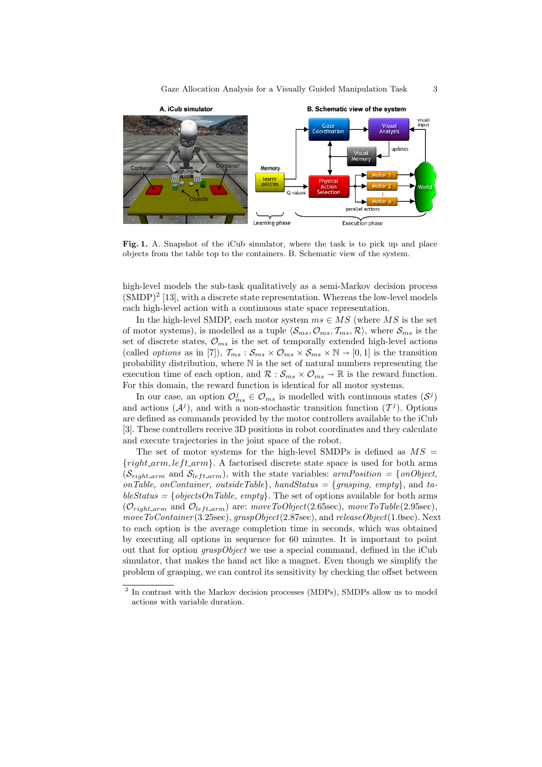**Fig. 1.** A. Snapshot of the iCub simulator, where the task is to pick up and place objects from the table top to the containers. B. Schematic view of the system.

high-level models the sub-task qualitatively as a semi-Markov decision process (SMDP)[2] [13], with a discrete state representation. Whereas the low-level models each high-level action with a continuous state space representation.

In the high-level SMDP, each motor system $ms \in MS$ (where $MS$ is the set of motor systems), is modelled as a tuple $\langle \mathcal{S}_{ms}, \mathcal{O}_{ms}, \mathcal{T}_{ms}, \mathcal{R} \rangle$, where $\mathcal{S}_{ms}$ is the set of discrete states, $\mathcal{O}_{ms}$ is the set of temporally extended high-level actions (called *options* as in [7]), $\mathcal{T}_{ms} : \mathcal{S}_{ms} \times \mathcal{O}_{ms} \times \mathcal{S}_{ms} \times \mathbb{N} \rightarrow [0, 1]$ is the transition probability distribution, where $\mathbb{N}$ is the set of natural numbers representing the execution time of each option, and $\mathcal{R} : \mathcal{S}_{ms} \times \mathcal{O}_{ms} \rightarrow \mathbb{R}$ is the reward function. For this domain, the reward function is identical for all motor systems.

In our case, an option $\mathcal{O}^j_{ms} \in \mathcal{O}_{ms}$ is modelled with continuous states ($\mathcal{S}^j$) and actions ($\mathcal{A}^j$), and with a non-stochastic transition function ($\mathcal{T}^j$). Options are defined as commands provided by the motor controllers available to the iCub [3]. These controllers receive 3D positions in robot coordinates and they calculate and execute trajectories in the joint space of the robot.

The set of motor systems for the high-level SMDPs is defined as $MS = \{right\_arm, left\_arm\}$. A factorised discrete state space is used for both arms ($\mathcal{S}_{right\_arm}$ and $\mathcal{S}_{left\_arm}$), with the state variables: *armPosition* = {*onObject, onTable, onContainer, outsideTable*}, *handStatus* = {*grasping, empty*}, and *tableStatus* = {*objectsOnTable, empty*}. The set of options available for both arms ($\mathcal{O}_{right\_arm}$ and $\mathcal{O}_{left\_arm}$) are: *moveToObject*(2.65sec), *moveToTable*(2.95sec), *moveToContainer*(3.25sec), *graspObject*(2.87sec), and *releaseObject*(1.0sec). Next to each option is the average completion time in seconds, which was obtained by executing all options in sequence for 60 minutes. It is important to point out that for option *graspObject* we use a special command, defined in the iCub simulator, that makes the hand act like a magnet. Even though we simplify the problem of grasping, we can control its sensitivity by checking the offset between

[2] In contrast with the Markov decision processes (MDPs), SMDPs allow us to model actions with variable duration.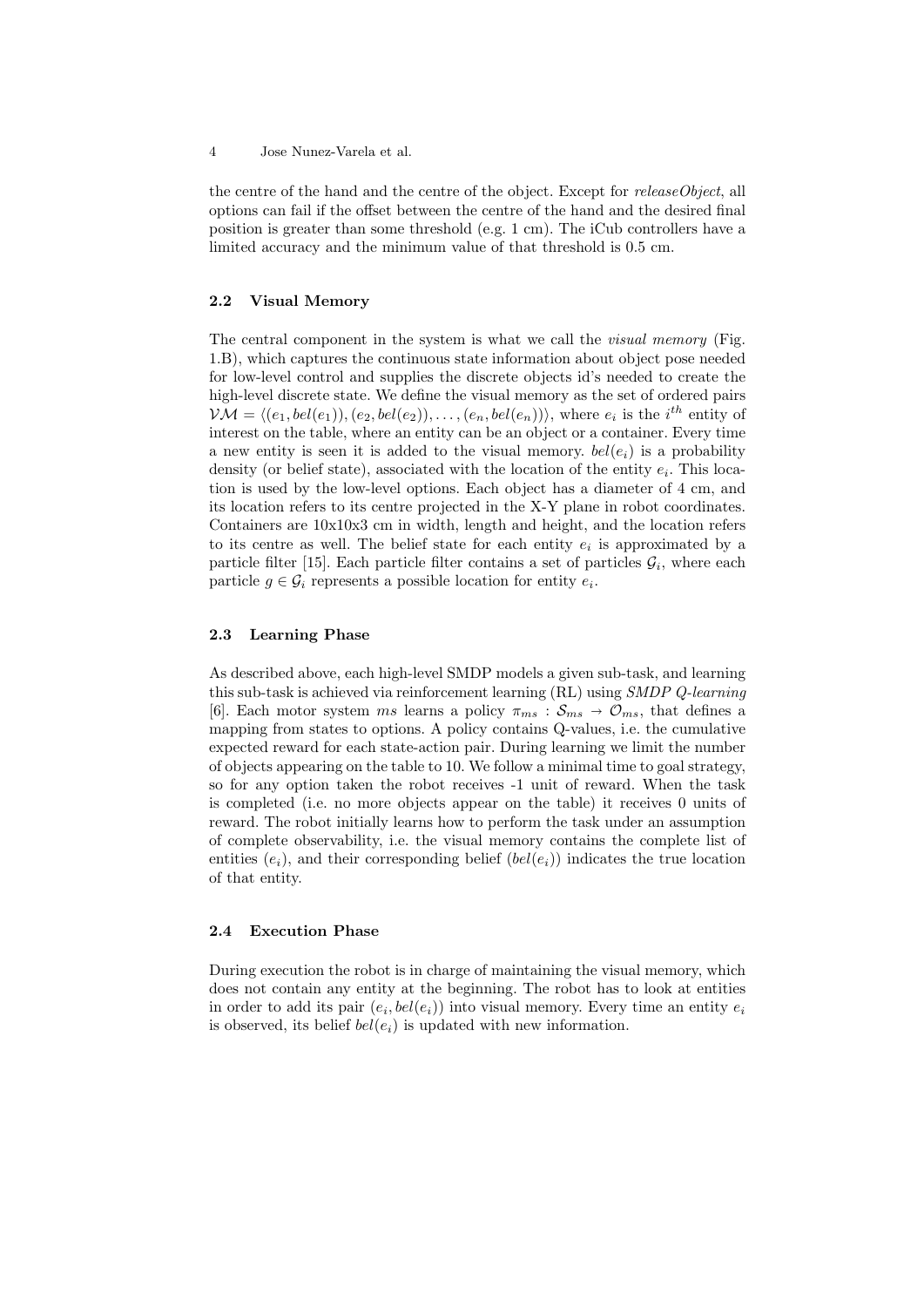the centre of the hand and the centre of the object. Except for *releaseObject*, all options can fail if the offset between the centre of the hand and the desired final position is greater than some threshold (e.g. 1 cm). The iCub controllers have a limited accuracy and the minimum value of that threshold is 0.5 cm.

### 2.2 Visual Memory

The central component in the system is what we call the *visual memory* (Fig. 1.B), which captures the continuous state information about object pose needed for low-level control and supplies the discrete objects id's needed to create the high-level discrete state. We define the visual memory as the set of ordered pairs $\mathcal{VM} = \langle (e_1, bel(e_1)), (e_2, bel(e_2)), \ldots, (e_n, bel(e_n)) \rangle$, where $e_i$ is the $i^{th}$ entity of interest on the table, where an entity can be an object or a container. Every time a new entity is seen it is added to the visual memory. $bel(e_i)$ is a probability density (or belief state), associated with the location of the entity $e_i$. This location is used by the low-level options. Each object has a diameter of 4 cm, and its location refers to its centre projected in the X-Y plane in robot coordinates. Containers are 10x10x3 cm in width, length and height, and the location refers to its centre as well. The belief state for each entity $e_i$ is approximated by a particle filter [15]. Each particle filter contains a set of particles $\mathcal{G}_i$, where each particle $g \in \mathcal{G}_i$ represents a possible location for entity $e_i$.

### 2.3 Learning Phase

As described above, each high-level SMDP models a given sub-task, and learning this sub-task is achieved via reinforcement learning (RL) using *SMDP Q-learning* [6]. Each motor system $ms$ learns a policy $\pi_{ms} : \mathcal{S}_{ms} \rightarrow \mathcal{O}_{ms}$, that defines a mapping from states to options. A policy contains Q-values, i.e. the cumulative expected reward for each state-action pair. During learning we limit the number of objects appearing on the table to 10. We follow a minimal time to goal strategy, so for any option taken the robot receives -1 unit of reward. When the task is completed (i.e. no more objects appear on the table) it receives 0 units of reward. The robot initially learns how to perform the task under an assumption of complete observability, i.e. the visual memory contains the complete list of entities ($e_i$), and their corresponding belief ($bel(e_i)$) indicates the true location of that entity.

### 2.4 Execution Phase

During execution the robot is in charge of maintaining the visual memory, which does not contain any entity at the beginning. The robot has to look at entities in order to add its pair $(e_i, bel(e_i))$ into visual memory. Every time an entity $e_i$ is observed, its belief $bel(e_i)$ is updated with new information.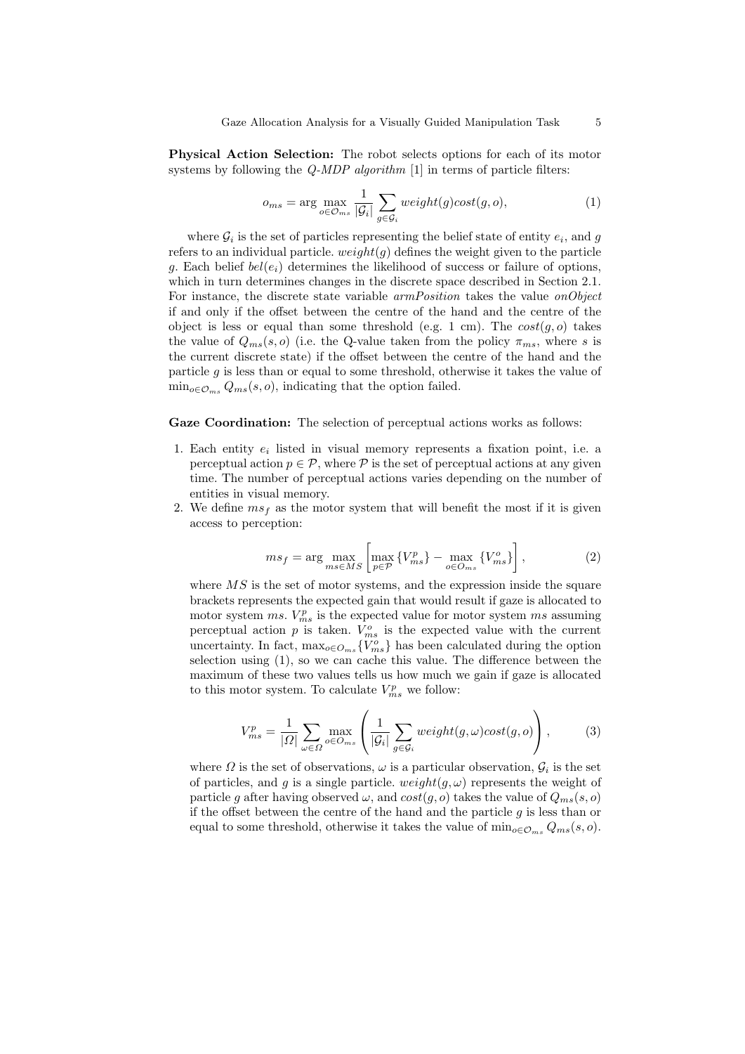**Physical Action Selection:** The robot selects options for each of its motor systems by following the *Q-MDP algorithm* [1] in terms of particle filters:

$$o_{ms} = \arg\max_{o \in \mathcal{O}_{ms}} \frac{1}{|\mathcal{G}_i|} \sum_{g \in \mathcal{G}_i} weight(g) cost(g, o), \tag{1}$$

where $\mathcal{G}_i$ is the set of particles representing the belief state of entity $e_i$, and $g$ refers to an individual particle. $weight(g)$ defines the weight given to the particle $g$. Each belief $bel(e_i)$ determines the likelihood of success or failure of options, which in turn determines changes in the discrete space described in Section 2.1. For instance, the discrete state variable *armPosition* takes the value *onObject* if and only if the offset between the centre of the hand and the centre of the object is less or equal than some threshold (e.g. 1 cm). The $cost(g, o)$ takes the value of $Q_{ms}(s, o)$ (i.e. the Q-value taken from the policy $\pi_{ms}$, where $s$ is the current discrete state) if the offset between the centre of the hand and the particle $g$ is less than or equal to some threshold, otherwise it takes the value of $\min_{o \in \mathcal{O}_{ms}} Q_{ms}(s, o)$, indicating that the option failed.

**Gaze Coordination:** The selection of perceptual actions works as follows:

1. Each entity $e_i$ listed in visual memory represents a fixation point, i.e. a perceptual action $p \in \mathcal{P}$, where $\mathcal{P}$ is the set of perceptual actions at any given time. The number of perceptual actions varies depending on the number of entities in visual memory.
2. We define $ms_f$ as the motor system that will benefit the most if it is given access to perception:

$$ms_f = \arg\max_{ms \in MS} \left[ \max_{p \in \mathcal{P}} \{V_{ms}^p\} - \max_{o \in O_{ms}} \{V_{ms}^o\} \right], \tag{2}$$

where $MS$ is the set of motor systems, and the expression inside the square brackets represents the expected gain that would result if gaze is allocated to motor system $ms$. $V_{ms}^p$ is the expected value for motor system $ms$ assuming perceptual action $p$ is taken. $V_{ms}^o$ is the expected value with the current uncertainty. In fact, $\max_{o \in O_{ms}} \{V_{ms}^o\}$ has been calculated during the option selection using (1), so we can cache this value. The difference between the maximum of these two values tells us how much we gain if gaze is allocated to this motor system. To calculate $V_{ms}^p$ we follow:

$$V_{ms}^p = \frac{1}{|\Omega|} \sum_{\omega \in \Omega} \max_{o \in O_{ms}} \left( \frac{1}{|\mathcal{G}_i|} \sum_{g \in \mathcal{G}_i} weight(g, \omega) cost(g, o) \right), \tag{3}$$

where $\Omega$ is the set of observations, $\omega$ is a particular observation, $\mathcal{G}_i$ is the set of particles, and $g$ is a single particle. $weight(g, \omega)$ represents the weight of particle $g$ after having observed $\omega$, and $cost(g, o)$ takes the value of $Q_{ms}(s, o)$ if the offset between the centre of the hand and the particle $g$ is less than or equal to some threshold, otherwise it takes the value of $\min_{o \in \mathcal{O}_{ms}} Q_{ms}(s, o)$.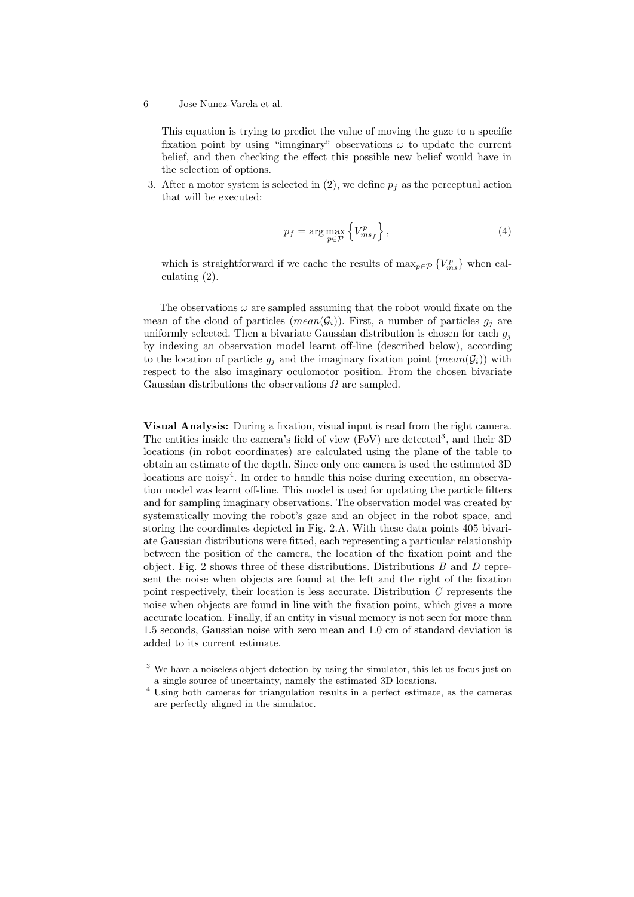This equation is trying to predict the value of moving the gaze to a specific fixation point by using "imaginary" observations $\omega$ to update the current belief, and then checking the effect this possible new belief would have in the selection of options.

3. After a motor system is selected in (2), we define $p_f$ as the perceptual action that will be executed:

$$p_f = \arg\max_{p \in \mathcal{P}} \left\{ V^p_{ms_f} \right\}, \tag{4}$$

which is straightforward if we cache the results of $\max_{p \in \mathcal{P}} \{V^p_{ms}\}$ when calculating (2).

The observations $\omega$ are sampled assuming that the robot would fixate on the mean of the cloud of particles ($mean(\mathcal{G}_i)$). First, a number of particles $g_j$ are uniformly selected. Then a bivariate Gaussian distribution is chosen for each $g_j$ by indexing an observation model learnt off-line (described below), according to the location of particle $g_j$ and the imaginary fixation point ($mean(\mathcal{G}_i)$) with respect to the also imaginary oculomotor position. From the chosen bivariate Gaussian distributions the observations $\Omega$ are sampled.

**Visual Analysis:** During a fixation, visual input is read from the right camera. The entities inside the camera's field of view (FoV) are detected[3], and their 3D locations (in robot coordinates) are calculated using the plane of the table to obtain an estimate of the depth. Since only one camera is used the estimated 3D locations are noisy[4]. In order to handle this noise during execution, an observation model was learnt off-line. This model is used for updating the particle filters and for sampling imaginary observations. The observation model was created by systematically moving the robot's gaze and an object in the robot space, and storing the coordinates depicted in Fig. 2.A. With these data points 405 bivariate Gaussian distributions were fitted, each representing a particular relationship between the position of the camera, the location of the fixation point and the object. Fig. 2 shows three of these distributions. Distributions $B$ and $D$ represent the noise when objects are found at the left and the right of the fixation point respectively, their location is less accurate. Distribution $C$ represents the noise when objects are found in line with the fixation point, which gives a more accurate location. Finally, if an entity in visual memory is not seen for more than 1.5 seconds, Gaussian noise with zero mean and 1.0 cm of standard deviation is added to its current estimate.

---

[3] We have a noiseless object detection by using the simulator, this let us focus just on a single source of uncertainty, namely the estimated 3D locations.

[4] Using both cameras for triangulation results in a perfect estimate, as the cameras are perfectly aligned in the simulator.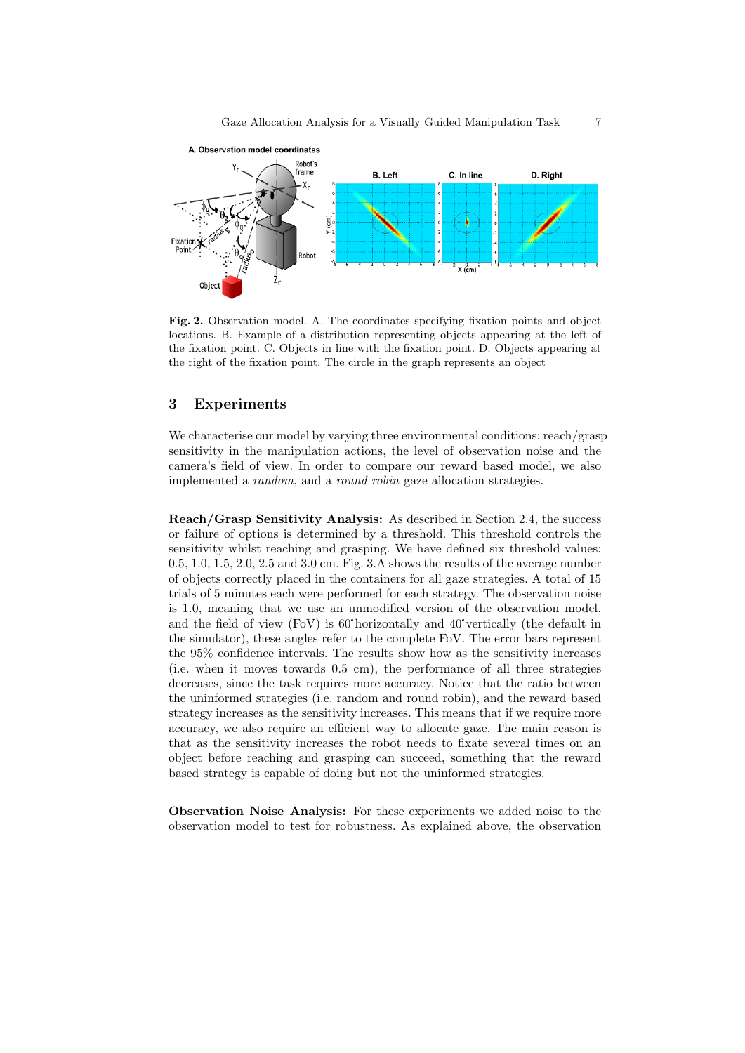**Fig. 2.** Observation model. A. The coordinates specifying fixation points and object locations. B. Example of a distribution representing objects appearing at the left of the fixation point. C. Objects in line with the fixation point. D. Objects appearing at the right of the fixation point. The circle in the graph represents an object

## 3 Experiments

We characterise our model by varying three environmental conditions: reach/grasp sensitivity in the manipulation actions, the level of observation noise and the camera's field of view. In order to compare our reward based model, we also implemented a *random*, and a *round robin* gaze allocation strategies.

**Reach/Grasp Sensitivity Analysis:** As described in Section 2.4, the success or failure of options is determined by a threshold. This threshold controls the sensitivity whilst reaching and grasping. We have defined six threshold values: 0.5, 1.0, 1.5, 2.0, 2.5 and 3.0 cm. Fig. 3.A shows the results of the average number of objects correctly placed in the containers for all gaze strategies. A total of 15 trials of 5 minutes each were performed for each strategy. The observation noise is 1.0, meaning that we use an unmodified version of the observation model, and the field of view (FoV) is 60°horizontally and 40°vertically (the default in the simulator), these angles refer to the complete FoV. The error bars represent the 95% confidence intervals. The results show how as the sensitivity increases (i.e. when it moves towards 0.5 cm), the performance of all three strategies decreases, since the task requires more accuracy. Notice that the ratio between the uninformed strategies (i.e. random and round robin), and the reward based strategy increases as the sensitivity increases. This means that if we require more accuracy, we also require an efficient way to allocate gaze. The main reason is that as the sensitivity increases the robot needs to fixate several times on an object before reaching and grasping can succeed, something that the reward based strategy is capable of doing but not the uninformed strategies.

**Observation Noise Analysis:** For these experiments we added noise to the observation model to test for robustness. As explained above, the observation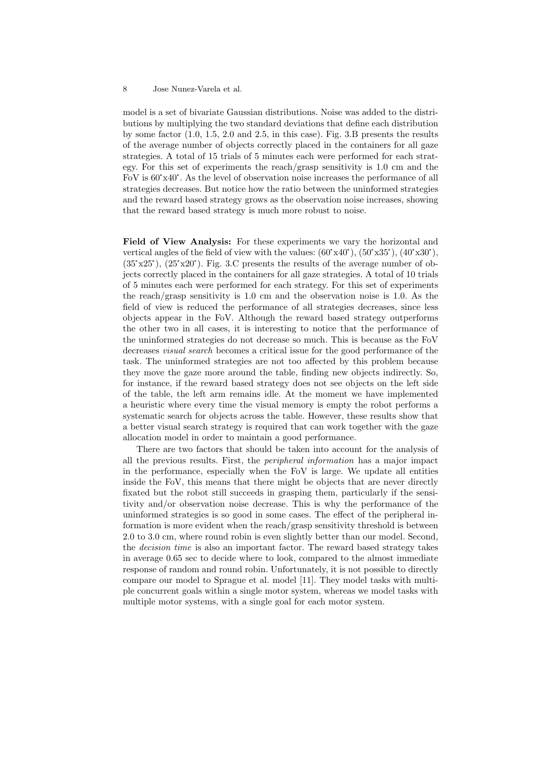model is a set of bivariate Gaussian distributions. Noise was added to the distributions by multiplying the two standard deviations that define each distribution by some factor (1.0, 1.5, 2.0 and 2.5, in this case). Fig. 3.B presents the results of the average number of objects correctly placed in the containers for all gaze strategies. A total of 15 trials of 5 minutes each were performed for each strategy. For this set of experiments the reach/grasp sensitivity is 1.0 cm and the FoV is 60˚x40˚. As the level of observation noise increases the performance of all strategies decreases. But notice how the ratio between the uninformed strategies and the reward based strategy grows as the observation noise increases, showing that the reward based strategy is much more robust to noise.

**Field of View Analysis:** For these experiments we vary the horizontal and vertical angles of the field of view with the values: (60˚x40˚), (50˚x35˚), (40˚x30˚), (35˚x25˚), (25˚x20˚). Fig. 3.C presents the results of the average number of objects correctly placed in the containers for all gaze strategies. A total of 10 trials of 5 minutes each were performed for each strategy. For this set of experiments the reach/grasp sensitivity is 1.0 cm and the observation noise is 1.0. As the field of view is reduced the performance of all strategies decreases, since less objects appear in the FoV. Although the reward based strategy outperforms the other two in all cases, it is interesting to notice that the performance of the uninformed strategies do not decrease so much. This is because as the FoV decreases *visual search* becomes a critical issue for the good performance of the task. The uninformed strategies are not too affected by this problem because they move the gaze more around the table, finding new objects indirectly. So, for instance, if the reward based strategy does not see objects on the left side of the table, the left arm remains idle. At the moment we have implemented a heuristic where every time the visual memory is empty the robot performs a systematic search for objects across the table. However, these results show that a better visual search strategy is required that can work together with the gaze allocation model in order to maintain a good performance.

There are two factors that should be taken into account for the analysis of all the previous results. First, the *peripheral information* has a major impact in the performance, especially when the FoV is large. We update all entities inside the FoV, this means that there might be objects that are never directly fixated but the robot still succeeds in grasping them, particularly if the sensitivity and/or observation noise decrease. This is why the performance of the uninformed strategies is so good in some cases. The effect of the peripheral information is more evident when the reach/grasp sensitivity threshold is between 2.0 to 3.0 cm, where round robin is even slightly better than our model. Second, the *decision time* is also an important factor. The reward based strategy takes in average 0.65 sec to decide where to look, compared to the almost immediate response of random and round robin. Unfortunately, it is not possible to directly compare our model to Sprague et al. model [11]. They model tasks with multiple concurrent goals within a single motor system, whereas we model tasks with multiple motor systems, with a single goal for each motor system.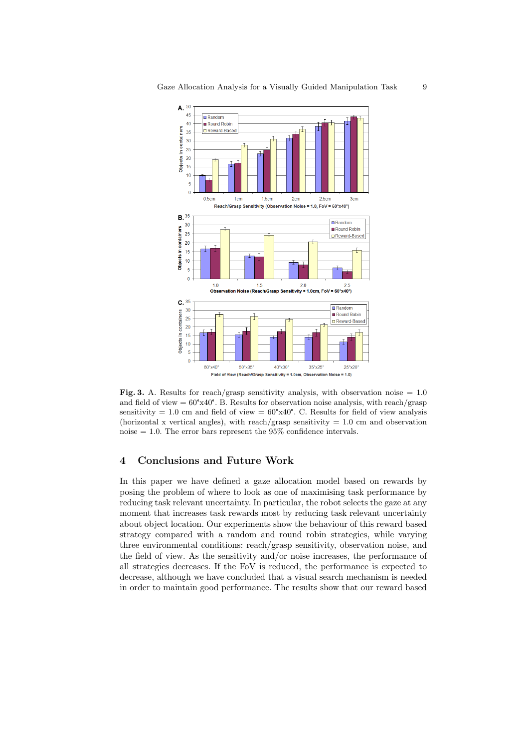**Fig. 3.** A. Results for reach/grasp sensitivity analysis, with observation noise = 1.0 and field of view = 60°x40°. B. Results for observation noise analysis, with reach/grasp sensitivity = 1.0 cm and field of view = 60°x40°. C. Results for field of view analysis (horizontal x vertical angles), with reach/grasp sensitivity = 1.0 cm and observation noise = 1.0. The error bars represent the 95% confidence intervals.

## 4 Conclusions and Future Work

In this paper we have defined a gaze allocation model based on rewards by posing the problem of where to look as one of maximising task performance by reducing task relevant uncertainty. In particular, the robot selects the gaze at any moment that increases task rewards most by reducing task relevant uncertainty about object location. Our experiments show the behaviour of this reward based strategy compared with a random and round robin strategies, while varying three environmental conditions: reach/grasp sensitivity, observation noise, and the field of view. As the sensitivity and/or noise increases, the performance of all strategies decreases. If the FoV is reduced, the performance is expected to decrease, although we have concluded that a visual search mechanism is needed in order to maintain good performance. The results show that our reward based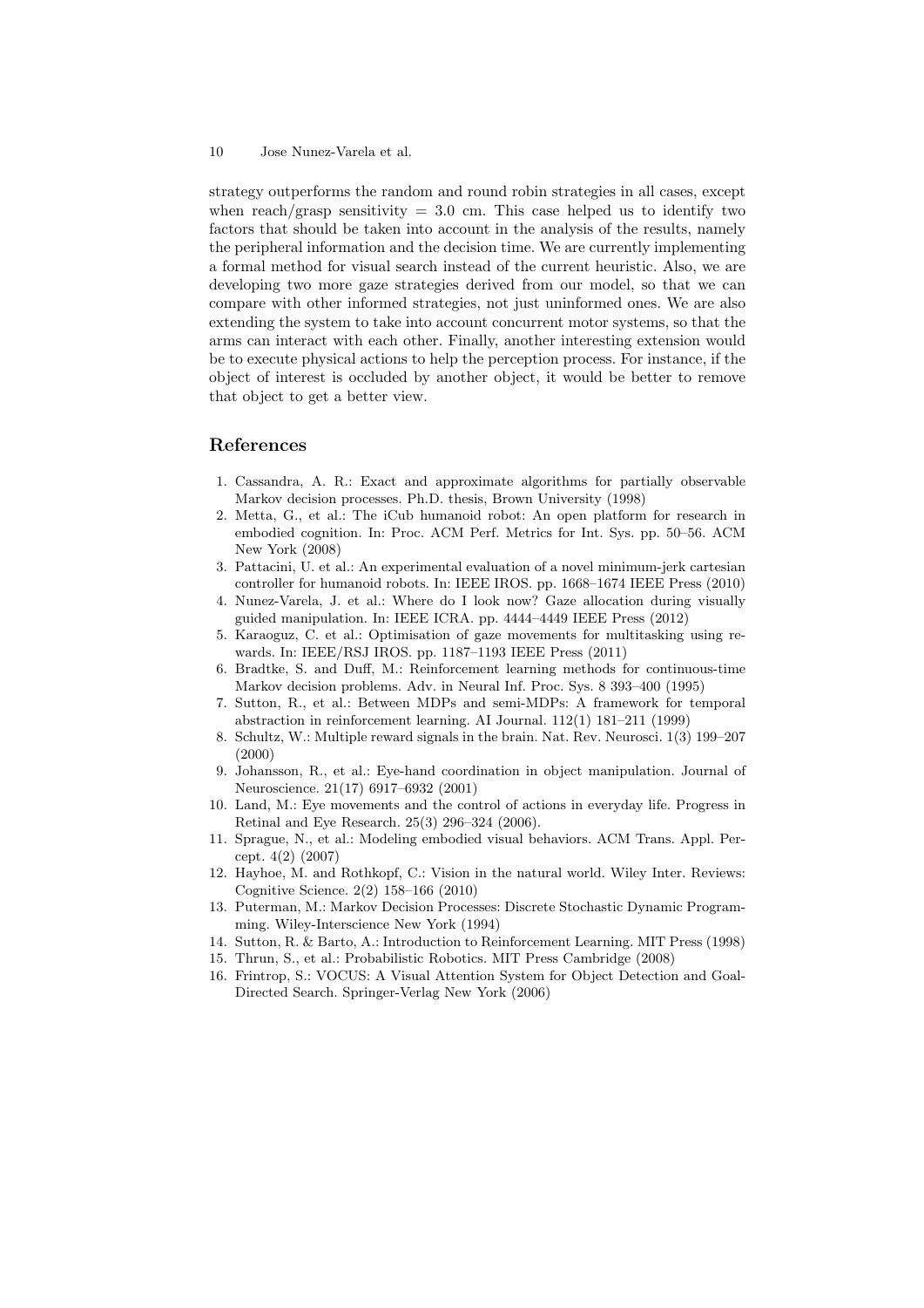strategy outperforms the random and round robin strategies in all cases, except when reach/grasp sensitivity = 3.0 cm. This case helped us to identify two factors that should be taken into account in the analysis of the results, namely the peripheral information and the decision time. We are currently implementing a formal method for visual search instead of the current heuristic. Also, we are developing two more gaze strategies derived from our model, so that we can compare with other informed strategies, not just uninformed ones. We are also extending the system to take into account concurrent motor systems, so that the arms can interact with each other. Finally, another interesting extension would be to execute physical actions to help the perception process. For instance, if the object of interest is occluded by another object, it would be better to remove that object to get a better view.

## References

1. Cassandra, A. R.: Exact and approximate algorithms for partially observable Markov decision processes. Ph.D. thesis, Brown University (1998)
2. Metta, G., et al.: The iCub humanoid robot: An open platform for research in embodied cognition. In: Proc. ACM Perf. Metrics for Int. Sys. pp. 50–56. ACM New York (2008)
3. Pattacini, U. et al.: An experimental evaluation of a novel minimum-jerk cartesian controller for humanoid robots. In: IEEE IROS. pp. 1668–1674 IEEE Press (2010)
4. Nunez-Varela, J. et al.: Where do I look now? Gaze allocation during visually guided manipulation. In: IEEE ICRA. pp. 4444–4449 IEEE Press (2012)
5. Karaoguz, C. et al.: Optimisation of gaze movements for multitasking using rewards. In: IEEE/RSJ IROS. pp. 1187–1193 IEEE Press (2011)
6. Bradtke, S. and Duff, M.: Reinforcement learning methods for continuous-time Markov decision problems. Adv. in Neural Inf. Proc. Sys. 8 393–400 (1995)
7. Sutton, R., et al.: Between MDPs and semi-MDPs: A framework for temporal abstraction in reinforcement learning. AI Journal. 112(1) 181–211 (1999)
8. Schultz, W.: Multiple reward signals in the brain. Nat. Rev. Neurosci. 1(3) 199–207 (2000)
9. Johansson, R., et al.: Eye-hand coordination in object manipulation. Journal of Neuroscience. 21(17) 6917–6932 (2001)
10. Land, M.: Eye movements and the control of actions in everyday life. Progress in Retinal and Eye Research. 25(3) 296–324 (2006).
11. Sprague, N., et al.: Modeling embodied visual behaviors. ACM Trans. Appl. Percept. 4(2) (2007)
12. Hayhoe, M. and Rothkopf, C.: Vision in the natural world. Wiley Inter. Reviews: Cognitive Science. 2(2) 158–166 (2010)
13. Puterman, M.: Markov Decision Processes: Discrete Stochastic Dynamic Programming. Wiley-Interscience New York (1994)
14. Sutton, R. & Barto, A.: Introduction to Reinforcement Learning. MIT Press (1998)
15. Thrun, S., et al.: Probabilistic Robotics. MIT Press Cambridge (2008)
16. Frintrop, S.: VOCUS: A Visual Attention System for Object Detection and Goal-Directed Search. Springer-Verlag New York (2006)